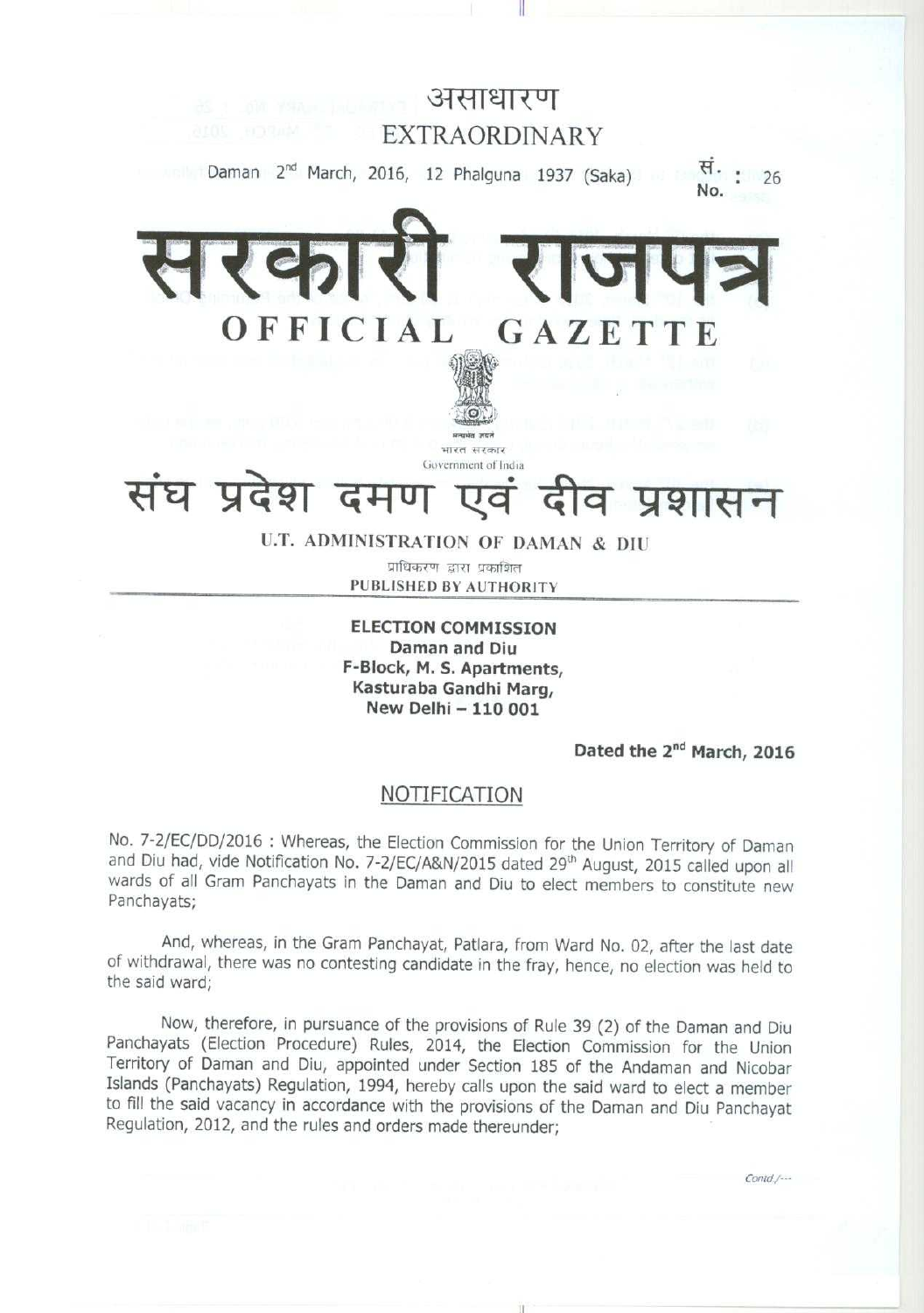असाधारण
EXTRAORDINARY

Daman 2nd March, 2016, 12 Phalguna 1937 (Saka) सं. No. : 26

# सरकारी राजपत्र
# OFFICIAL GAZETTE

सत्यमेव जयते
भारत सरकार
Government of India

## संघ प्रदेश दमण एवं दीव प्रशासन

**U.T. ADMINISTRATION OF DAMAN & DIU**

प्राधिकरण द्वारा प्रकाशित
**PUBLISHED BY AUTHORITY**

**ELECTION COMMISSION**
**Daman and Diu**
**F-Block, M. S. Apartments,**
**Kasturaba Gandhi Marg,**
**New Delhi – 110 001**

**Dated the 2nd March, 2016**

### NOTIFICATION

No. 7-2/EC/DD/2016 : Whereas, the Election Commission for the Union Territory of Daman and Diu had, vide Notification No. 7-2/EC/A&N/2015 dated 29th August, 2015 called upon all wards of all Gram Panchayats in the Daman and Diu to elect members to constitute new Panchayats;

And, whereas, in the Gram Panchayat, Patlara, from Ward No. 02, after the last date of withdrawal, there was no contesting candidate in the fray, hence, no election was held to the said ward;

Now, therefore, in pursuance of the provisions of Rule 39 (2) of the Daman and Diu Panchayats (Election Procedure) Rules, 2014, the Election Commission for the Union Territory of Daman and Diu, appointed under Section 185 of the Andaman and Nicobar Islands (Panchayats) Regulation, 1994, hereby calls upon the said ward to elect a member to fill the said vacancy in accordance with the provisions of the Daman and Diu Panchayat Regulation, 2012, and the rules and orders made thereunder;

Contd./---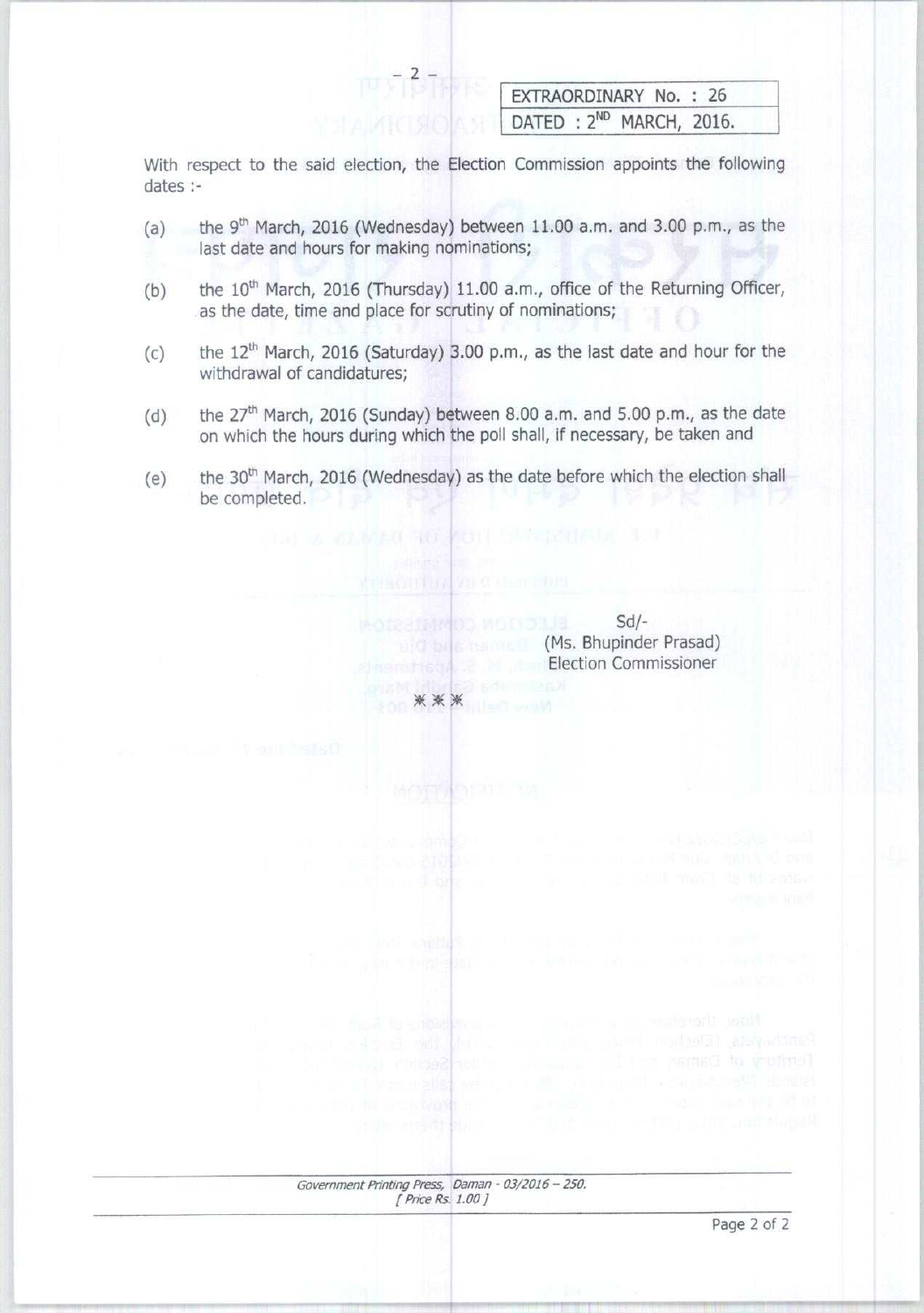| EXTRAORDINARY No. : 26 |
|---|
| DATED : 2[ND] MARCH, 2016. |

With respect to the said election, the Election Commission appoints the following dates :-

(a) the 9[th] March, 2016 (Wednesday) between 11.00 a.m. and 3.00 p.m., as the last date and hours for making nominations;

(b) the 10[th] March, 2016 (Thursday) 11.00 a.m., office of the Returning Officer, as the date, time and place for scrutiny of nominations;

(c) the 12[th] March, 2016 (Saturday) 3.00 p.m., as the last date and hour for the withdrawal of candidatures;

(d) the 27[th] March, 2016 (Sunday) between 8.00 a.m. and 5.00 p.m., as the date on which the hours during which the poll shall, if necessary, be taken and

(e) the 30[th] March, 2016 (Wednesday) as the date before which the election shall be completed.

Sd/-
(Ms. Bhupinder Prasad)
Election Commissioner

\* \* \*

*Government Printing Press, Daman - 03/2016 – 250.*
*[ Price Rs. 1.00 ]*